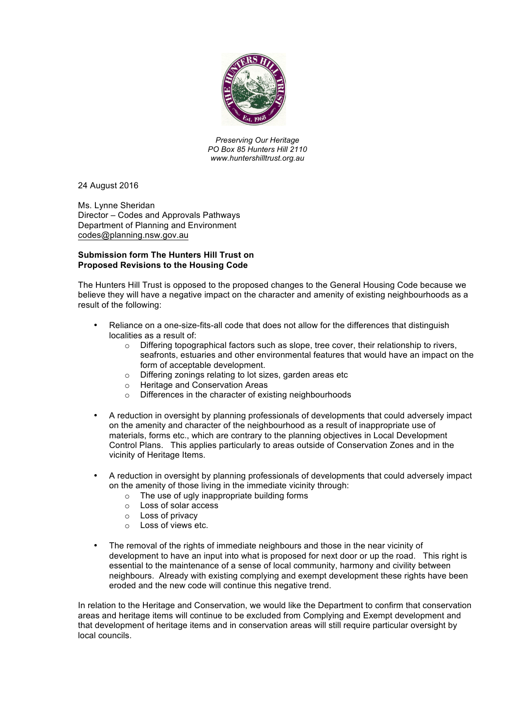*Preserving Our Heritage*
*PO Box 85 Hunters Hill 2110*
*www.huntershilltrust.org.au*

24 August 2016

Ms. Lynne Sheridan
Director – Codes and Approvals Pathways
Department of Planning and Environment
codes@planning.nsw.gov.au

**Submission form The Hunters Hill Trust on**
**Proposed Revisions to the Housing Code**

The Hunters Hill Trust is opposed to the proposed changes to the General Housing Code because we believe they will have a negative impact on the character and amenity of existing neighbourhoods as a result of the following:

- Reliance on a one-size-fits-all code that does not allow for the differences that distinguish localities as a result of:
  - Differing topographical factors such as slope, tree cover, their relationship to rivers, seafronts, estuaries and other environmental features that would have an impact on the form of acceptable development.
  - Differing zonings relating to lot sizes, garden areas etc
  - Heritage and Conservation Areas
  - Differences in the character of existing neighbourhoods

- A reduction in oversight by planning professionals of developments that could adversely impact on the amenity and character of the neighbourhood as a result of inappropriate use of materials, forms etc., which are contrary to the planning objectives in Local Development Control Plans. This applies particularly to areas outside of Conservation Zones and in the vicinity of Heritage Items.

- A reduction in oversight by planning professionals of developments that could adversely impact on the amenity of those living in the immediate vicinity through:
  - The use of ugly inappropriate building forms
  - Loss of solar access
  - Loss of privacy
  - Loss of views etc.

- The removal of the rights of immediate neighbours and those in the near vicinity of development to have an input into what is proposed for next door or up the road. This right is essential to the maintenance of a sense of local community, harmony and civility between neighbours. Already with existing complying and exempt development these rights have been eroded and the new code will continue this negative trend.

In relation to the Heritage and Conservation, we would like the Department to confirm that conservation areas and heritage items will continue to be excluded from Complying and Exempt development and that development of heritage items and in conservation areas will still require particular oversight by local councils.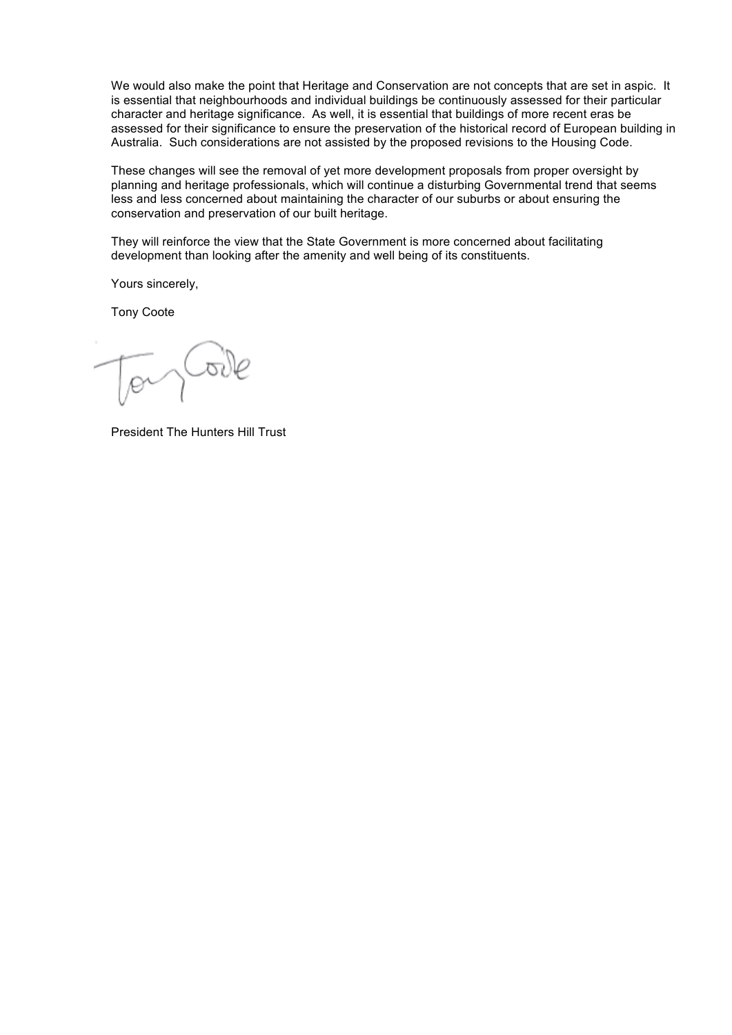We would also make the point that Heritage and Conservation are not concepts that are set in aspic. It is essential that neighbourhoods and individual buildings be continuously assessed for their particular character and heritage significance. As well, it is essential that buildings of more recent eras be assessed for their significance to ensure the preservation of the historical record of European building in Australia. Such considerations are not assisted by the proposed revisions to the Housing Code.

These changes will see the removal of yet more development proposals from proper oversight by planning and heritage professionals, which will continue a disturbing Governmental trend that seems less and less concerned about maintaining the character of our suburbs or about ensuring the conservation and preservation of our built heritage.

They will reinforce the view that the State Government is more concerned about facilitating development than looking after the amenity and well being of its constituents.

Yours sincerely,

Tony Coote

President The Hunters Hill Trust